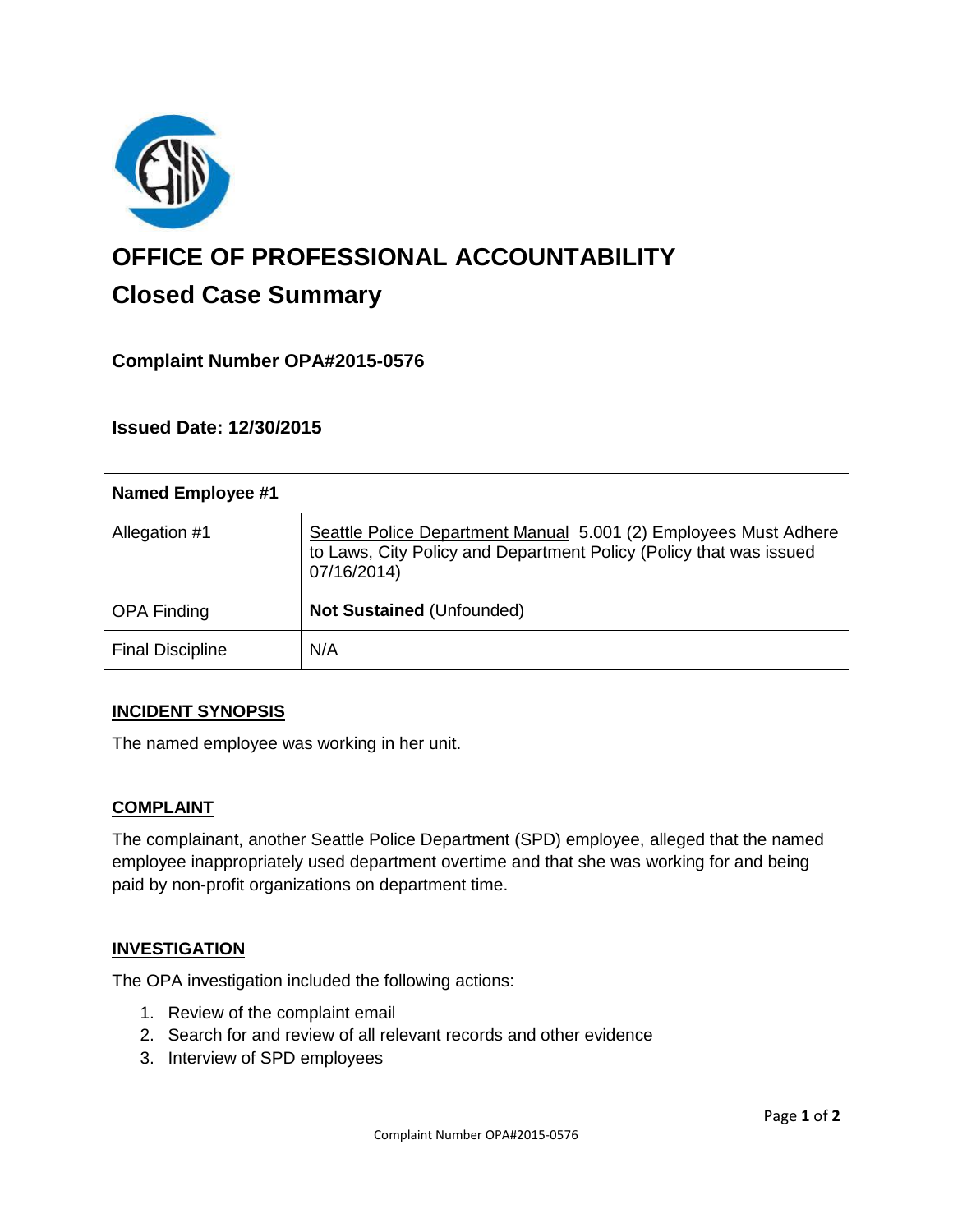# OFFICE OF PROFESSIONAL ACCOUNTABILITY

## Closed Case Summary

### Complaint Number OPA#2015-0576

### Issued Date: 12/30/2015

| Named Employee #1 | |
|---|---|
| Allegation #1 | Seattle Police Department Manual 5.001 (2) Employees Must Adhere to Laws, City Policy and Department Policy (Policy that was issued 07/16/2014) |
| OPA Finding | **Not Sustained** (Unfounded) |
| Final Discipline | N/A |

**INCIDENT SYNOPSIS**

The named employee was working in her unit.

**COMPLAINT**

The complainant, another Seattle Police Department (SPD) employee, alleged that the named employee inappropriately used department overtime and that she was working for and being paid by non-profit organizations on department time.

**INVESTIGATION**

The OPA investigation included the following actions:

1. Review of the complaint email
2. Search for and review of all relevant records and other evidence
3. Interview of SPD employees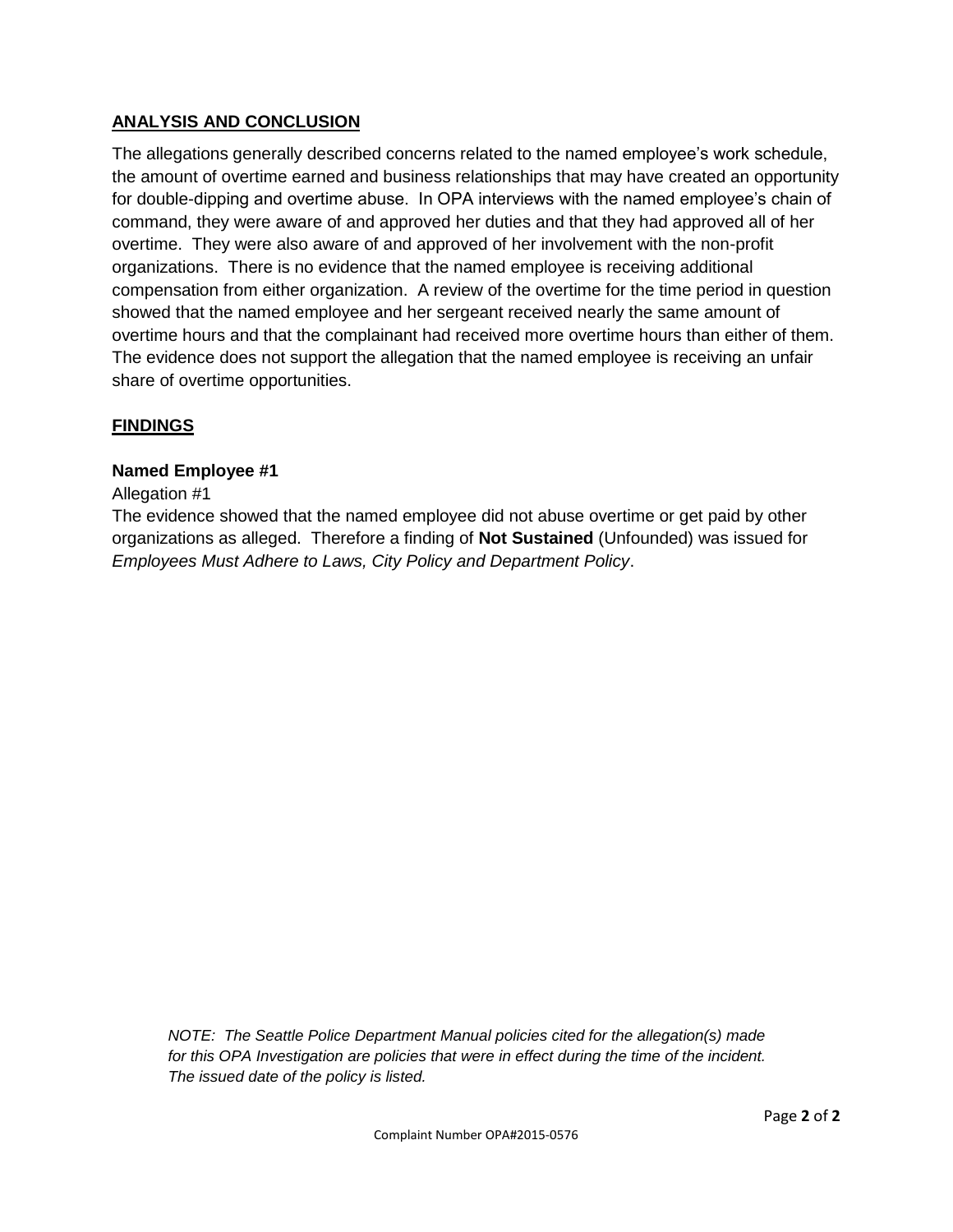## ANALYSIS AND CONCLUSION

The allegations generally described concerns related to the named employee's work schedule, the amount of overtime earned and business relationships that may have created an opportunity for double-dipping and overtime abuse. In OPA interviews with the named employee's chain of command, they were aware of and approved her duties and that they had approved all of her overtime. They were also aware of and approved of her involvement with the non-profit organizations. There is no evidence that the named employee is receiving additional compensation from either organization. A review of the overtime for the time period in question showed that the named employee and her sergeant received nearly the same amount of overtime hours and that the complainant had received more overtime hours than either of them. The evidence does not support the allegation that the named employee is receiving an unfair share of overtime opportunities.

## FINDINGS

### Named Employee #1

Allegation #1

The evidence showed that the named employee did not abuse overtime or get paid by other organizations as alleged. Therefore a finding of **Not Sustained** (Unfounded) was issued for *Employees Must Adhere to Laws, City Policy and Department Policy*.

*NOTE: The Seattle Police Department Manual policies cited for the allegation(s) made for this OPA Investigation are policies that were in effect during the time of the incident. The issued date of the policy is listed.*

Complaint Number OPA#2015-0576